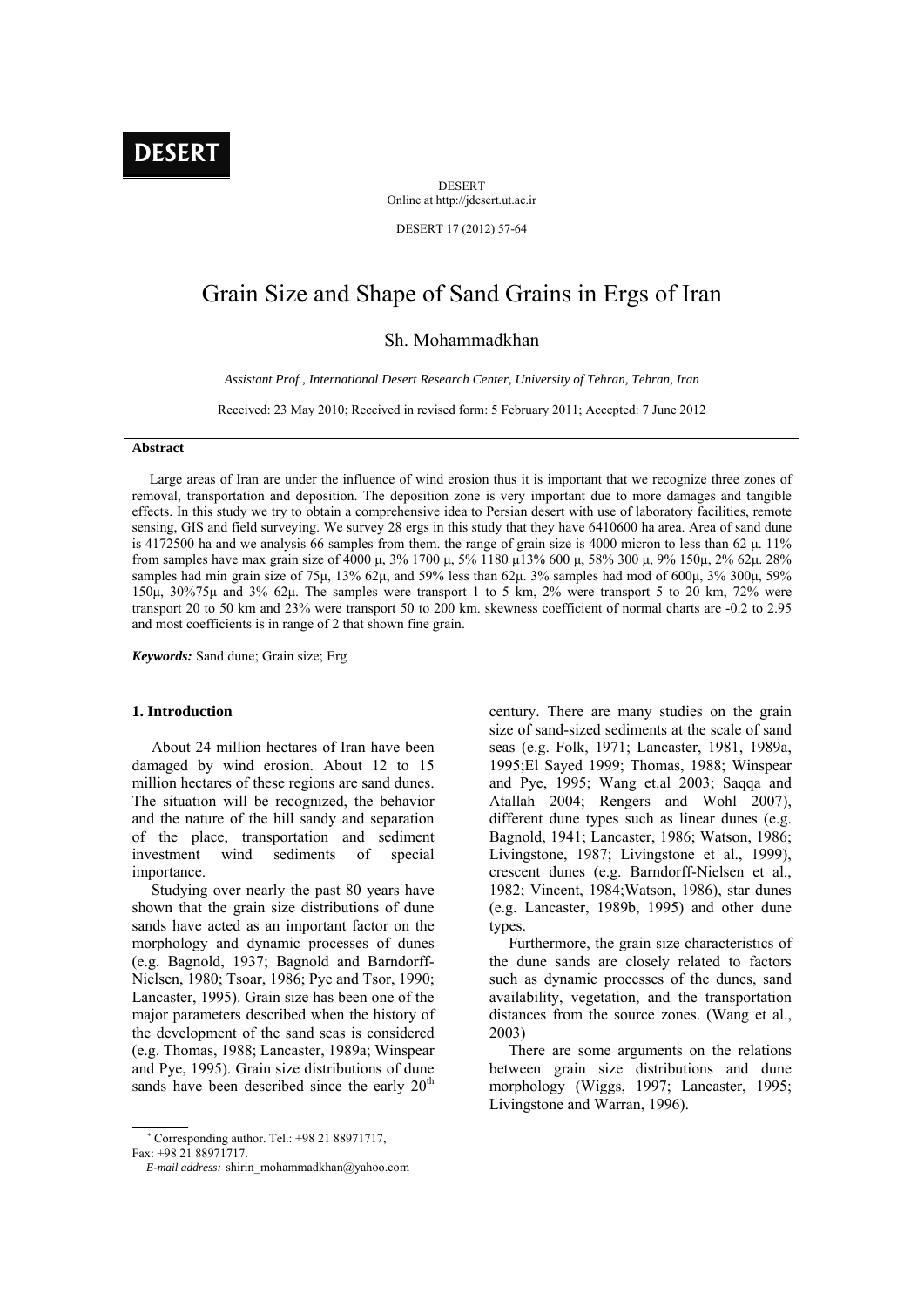# Grain Size and Shape of Sand Grains in Ergs of Iran

Sh. Mohammadkhan

*Assistant Prof., International Desert Research Center, University of Tehran, Tehran, Iran*

Received: 23 May 2010; Received in revised form: 5 February 2011; Accepted: 7 June 2012

## Abstract

Large areas of Iran are under the influence of wind erosion thus it is important that we recognize three zones of removal, transportation and deposition. The deposition zone is very important due to more damages and tangible effects. In this study we try to obtain a comprehensive idea to Persian desert with use of laboratory facilities, remote sensing, GIS and field surveying. We survey 28 ergs in this study that they have 6410600 ha area. Area of sand dune is 4172500 ha and we analysis 66 samples from them. the range of grain size is 4000 micron to less than 62 μ. 11% from samples have max grain size of 4000 μ, 3% 1700 μ, 5% 1180 μ13% 600 μ, 58% 300 μ, 9% 150μ, 2% 62μ. 28% samples had min grain size of 75μ, 13% 62μ, and 59% less than 62μ. 3% samples had mod of 600μ, 3% 300μ, 59% 150μ, 30%75μ and 3% 62μ. The samples were transport 1 to 5 km, 2% were transport 5 to 20 km, 72% were transport 20 to 50 km and 23% were transport 50 to 200 km. skewness coefficient of normal charts are -0.2 to 2.95 and most coefficients is in range of 2 that shown fine grain.

***Keywords:*** Sand dune; Grain size; Erg

## 1. Introduction

About 24 million hectares of Iran have been damaged by wind erosion. About 12 to 15 million hectares of these regions are sand dunes. The situation will be recognized, the behavior and the nature of the hill sandy and separation of the place, transportation and sediment investment wind sediments of special importance.

Studying over nearly the past 80 years have shown that the grain size distributions of dune sands have acted as an important factor on the morphology and dynamic processes of dunes (e.g. Bagnold, 1937; Bagnold and Barndorff-Nielsen, 1980; Tsoar, 1986; Pye and Tsor, 1990; Lancaster, 1995). Grain size has been one of the major parameters described when the history of the development of the sand seas is considered (e.g. Thomas, 1988; Lancaster, 1989a; Winspear and Pye, 1995). Grain size distributions of dune sands have been described since the early 20[th] century. There are many studies on the grain size of sand-sized sediments at the scale of sand seas (e.g. Folk, 1971; Lancaster, 1981, 1989a, 1995;El Sayed 1999; Thomas, 1988; Winspear and Pye, 1995; Wang et.al 2003; Saqqa and Atallah 2004; Rengers and Wohl 2007), different dune types such as linear dunes (e.g. Bagnold, 1941; Lancaster, 1986; Watson, 1986; Livingstone, 1987; Livingstone et al., 1999), crescent dunes (e.g. Barndorff-Nielsen et al., 1982; Vincent, 1984;Watson, 1986), star dunes (e.g. Lancaster, 1989b, 1995) and other dune types.

Furthermore, the grain size characteristics of the dune sands are closely related to factors such as dynamic processes of the dunes, sand availability, vegetation, and the transportation distances from the source zones. (Wang et al., 2003)

There are some arguments on the relations between grain size distributions and dune morphology (Wiggs, 1997; Lancaster, 1995; Livingstone and Warran, 1996).

[*] Corresponding author. Tel.: +98 21 88971717,
Fax: +98 21 88971717.
*E-mail address:* shirin_mohammadkhan@yahoo.com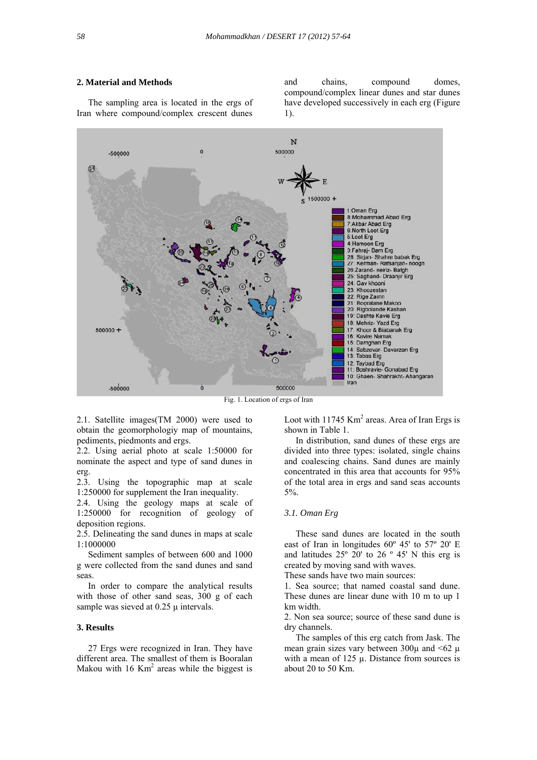## 2. Material and Methods

The sampling area is located in the ergs of Iran where compound/complex crescent dunes and chains, compound domes, compound/complex linear dunes and star dunes have developed successively in each erg (Figure 1).

Fig. 1. Location of ergs of Iran

2.1. Satellite images(TM 2000) were used to obtain the geomorphologiy map of mountains, pediments, piedmonts and ergs.

2.2. Using aerial photo at scale 1:50000 for nominate the aspect and type of sand dunes in erg.

2.3. Using the topographic map at scale 1:250000 for supplement the Iran inequality.

2.4. Using the geology maps at scale of 1:250000 for recognition of geology of deposition regions.

2.5. Delineating the sand dunes in maps at scale 1:1000000

Sediment samples of between 600 and 1000 g were collected from the sand dunes and sand seas.

In order to compare the analytical results with those of other sand seas, 300 g of each sample was sieved at 0.25 µ intervals.

## 3. Results

27 Ergs were recognized in Iran. They have different area. The smallest of them is Booralan Makou with 16 Km$^2$ areas while the biggest is Loot with 11745 Km$^2$ areas. Area of Iran Ergs is shown in Table 1.

In distribution, sand dunes of these ergs are divided into three types: isolated, single chains and coalescing chains. Sand dunes are mainly concentrated in this area that accounts for 95% of the total area in ergs and sand seas accounts 5%.

### *3.1. Oman Erg*

These sand dunes are located in the south east of Iran in longitudes 60º 45' to 57º 20' E and latitudes 25º 20' to 26 º 45' N this erg is created by moving sand with waves.

These sands have two main sources:

1. Sea source; that named coastal sand dune. These dunes are linear dune with 10 m to up 1 km width.
2. Non sea source; source of these sand dune is dry channels.

The samples of this erg catch from Jask. The mean grain sizes vary between 300µ and <62 µ with a mean of 125 µ. Distance from sources is about 20 to 50 Km.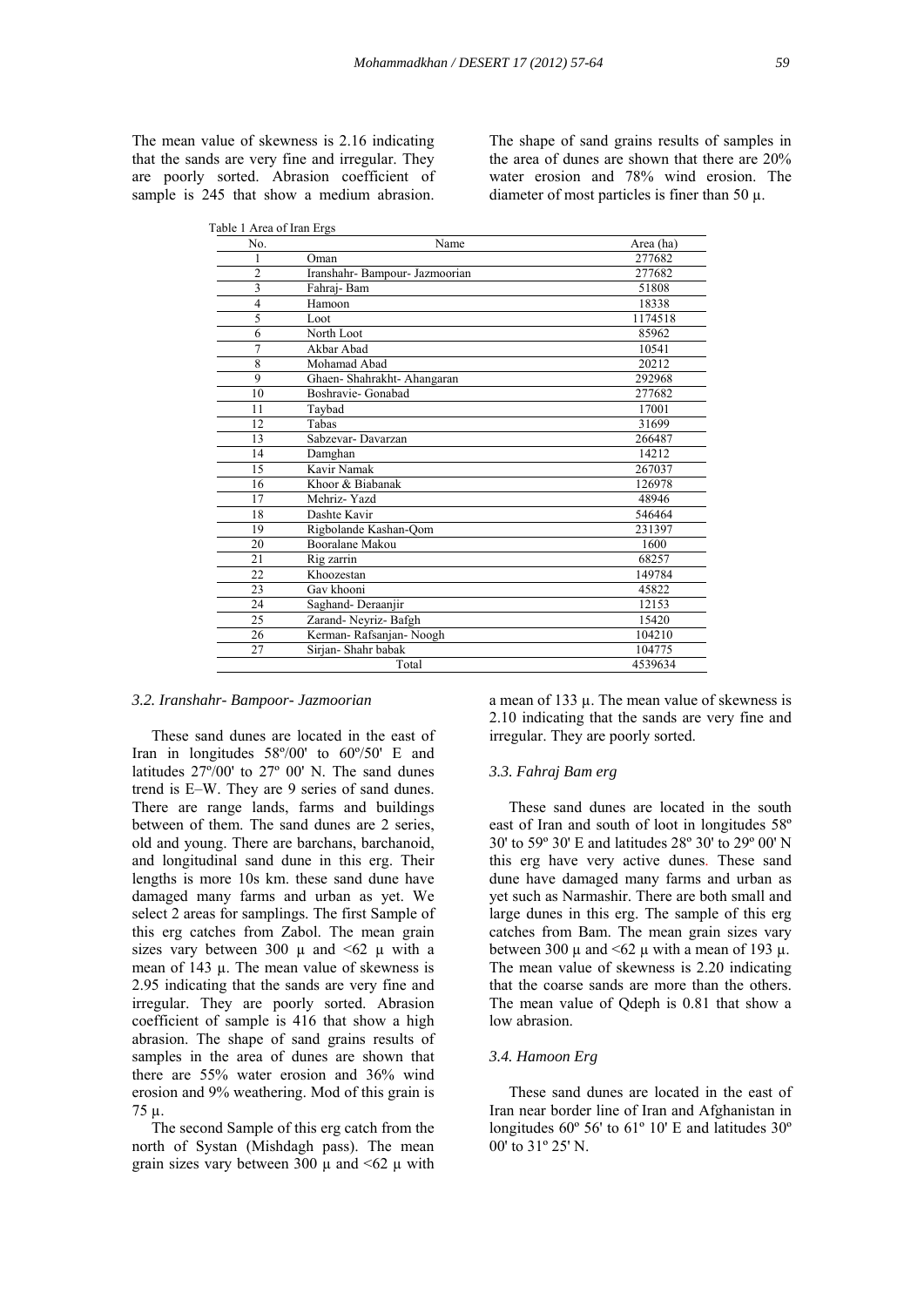The mean value of skewness is 2.16 indicating that the sands are very fine and irregular. They are poorly sorted. Abrasion coefficient of sample is 245 that show a medium abrasion. The shape of sand grains results of samples in the area of dunes are shown that there are 20% water erosion and 78% wind erosion. The diameter of most particles is finer than 50 μ.

Table 1 Area of Iran Ergs

| No. | Name | Area (ha) |
|---|---|---|
| 1 | Oman | 277682 |
| 2 | Iranshahr- Bampour- Jazmoorian | 277682 |
| 3 | Fahraj- Bam | 51808 |
| 4 | Hamoon | 18338 |
| 5 | Loot | 1174518 |
| 6 | North Loot | 85962 |
| 7 | Akbar Abad | 10541 |
| 8 | Mohamad Abad | 20212 |
| 9 | Ghaen- Shahrakht- Ahangaran | 292968 |
| 10 | Boshravie- Gonabad | 277682 |
| 11 | Taybad | 17001 |
| 12 | Tabas | 31699 |
| 13 | Sabzevar- Davarzan | 266487 |
| 14 | Damghan | 14212 |
| 15 | Kavir Namak | 267037 |
| 16 | Khoor & Biabanak | 126978 |
| 17 | Mehriz- Yazd | 48946 |
| 18 | Dashte Kavir | 546464 |
| 19 | Rigbolande Kashan-Qom | 231397 |
| 20 | Booralane Makou | 1600 |
| 21 | Rig zarrin | 68257 |
| 22 | Khoozestan | 149784 |
| 23 | Gav khooni | 45822 |
| 24 | Saghand- Deraanjir | 12153 |
| 25 | Zarand- Neyriz- Bafgh | 15420 |
| 26 | Kerman- Rafsanjan- Noogh | 104210 |
| 27 | Sirjan- Shahr babak | 104775 |
| | Total | 4539634 |

### *3.2. Iranshahr- Bampoor- Jazmoorian*

These sand dunes are located in the east of Iran in longitudes 58º/00' to 60º/50' E and latitudes 27º/00' to 27º 00' N. The sand dunes trend is E–W. They are 9 series of sand dunes. There are range lands, farms and buildings between of them. The sand dunes are 2 series, old and young. There are barchans, barchanoid, and longitudinal sand dune in this erg. Their lengths is more 10s km. these sand dune have damaged many farms and urban as yet. We select 2 areas for samplings. The first Sample of this erg catches from Zabol. The mean grain sizes vary between 300 μ and <62 μ with a mean of 143 μ. The mean value of skewness is 2.95 indicating that the sands are very fine and irregular. They are poorly sorted. Abrasion coefficient of sample is 416 that show a high abrasion. The shape of sand grains results of samples in the area of dunes are shown that there are 55% water erosion and 36% wind erosion and 9% weathering. Mod of this grain is 75 μ.

The second Sample of this erg catch from the north of Systan (Mishdagh pass). The mean grain sizes vary between 300 μ and <62 μ with a mean of 133 μ. The mean value of skewness is 2.10 indicating that the sands are very fine and irregular. They are poorly sorted.

### *3.3. Fahraj Bam erg*

These sand dunes are located in the south east of Iran and south of loot in longitudes 58º 30' to 59º 30' E and latitudes 28º 30' to 29º 00' N this erg have very active dunes. These sand dune have damaged many farms and urban as yet such as Narmashir. There are both small and large dunes in this erg. The sample of this erg catches from Bam. The mean grain sizes vary between 300 μ and <62 μ with a mean of 193 μ. The mean value of skewness is 2.20 indicating that the coarse sands are more than the others. The mean value of Qdeph is 0.81 that show a low abrasion.

### *3.4. Hamoon Erg*

These sand dunes are located in the east of Iran near border line of Iran and Afghanistan in longitudes 60º 56' to 61º 10' E and latitudes 30º 00' to 31º 25' N.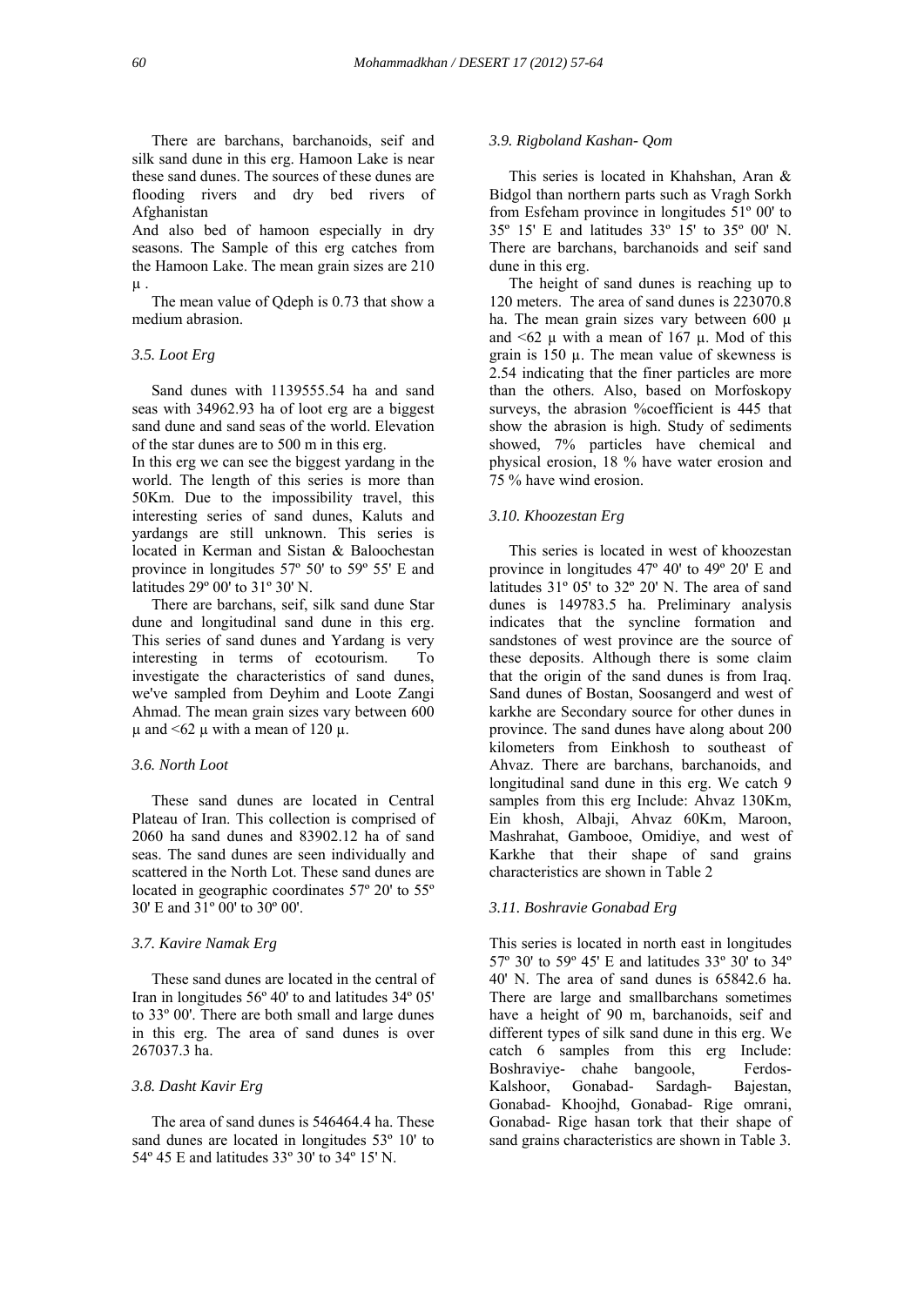There are barchans, barchanoids, seif and silk sand dune in this erg. Hamoon Lake is near these sand dunes. The sources of these dunes are flooding rivers and dry bed rivers of Afghanistan

And also bed of hamoon especially in dry seasons. The Sample of this erg catches from the Hamoon Lake. The mean grain sizes are 210 µ .

The mean value of Qdeph is 0.73 that show a medium abrasion.

### *3.5. Loot Erg*

Sand dunes with 1139555.54 ha and sand seas with 34962.93 ha of loot erg are a biggest sand dune and sand seas of the world. Elevation of the star dunes are to 500 m in this erg.

In this erg we can see the biggest yardang in the world. The length of this series is more than 50Km. Due to the impossibility travel, this interesting series of sand dunes, Kaluts and yardangs are still unknown. This series is located in Kerman and Sistan & Baloochestan province in longitudes 57º 50' to 59º 55' E and latitudes 29º 00' to 31º 30' N.

There are barchans, seif, silk sand dune Star dune and longitudinal sand dune in this erg. This series of sand dunes and Yardang is very interesting in terms of ecotourism. To investigate the characteristics of sand dunes, we've sampled from Deyhim and Loote Zangi Ahmad. The mean grain sizes vary between 600 µ and <62 µ with a mean of 120 µ.

### *3.6. North Loot*

These sand dunes are located in Central Plateau of Iran. This collection is comprised of 2060 ha sand dunes and 83902.12 ha of sand seas. The sand dunes are seen individually and scattered in the North Lot. These sand dunes are located in geographic coordinates 57º 20' to 55º 30' E and 31º 00' to 30º 00'.

### *3.7. Kavire Namak Erg*

These sand dunes are located in the central of Iran in longitudes 56º 40' to and latitudes 34º 05' to 33º 00'. There are both small and large dunes in this erg. The area of sand dunes is over 267037.3 ha.

### *3.8. Dasht Kavir Erg*

The area of sand dunes is 546464.4 ha. These sand dunes are located in longitudes 53º 10' to 54º 45 E and latitudes 33º 30' to 34º 15' N.

### *3.9. Rigboland Kashan- Qom*

This series is located in Khahshan, Aran & Bidgol than northern parts such as Vragh Sorkh from Esfeham province in longitudes 51º 00' to 35º 15' E and latitudes 33º 15' to 35º 00' N. There are barchans, barchanoids and seif sand dune in this erg.

The height of sand dunes is reaching up to 120 meters. The area of sand dunes is 223070.8 ha. The mean grain sizes vary between 600 µ and <62 µ with a mean of 167 µ. Mod of this grain is 150 µ. The mean value of skewness is 2.54 indicating that the finer particles are more than the others. Also, based on Morfoskopy surveys, the abrasion %coefficient is 445 that show the abrasion is high. Study of sediments showed, 7% particles have chemical and physical erosion, 18 % have water erosion and 75 % have wind erosion.

### *3.10. Khoozestan Erg*

This series is located in west of khoozestan province in longitudes 47º 40' to 49º 20' E and latitudes 31º 05' to 32º 20' N. The area of sand dunes is 149783.5 ha. Preliminary analysis indicates that the syncline formation and sandstones of west province are the source of these deposits. Although there is some claim that the origin of the sand dunes is from Iraq. Sand dunes of Bostan, Soosangerd and west of karkhe are Secondary source for other dunes in province. The sand dunes have along about 200 kilometers from Einkhosh to southeast of Ahvaz. There are barchans, barchanoids, and longitudinal sand dune in this erg. We catch 9 samples from this erg Include: Ahvaz 130Km, Ein khosh, Albaji, Ahvaz 60Km, Maroon, Mashrahat, Gambooe, Omidiye, and west of Karkhe that their shape of sand grains characteristics are shown in Table 2

### *3.11. Boshravie Gonabad Erg*

This series is located in north east in longitudes 57º 30' to 59º 45' E and latitudes 33º 30' to 34º 40' N. The area of sand dunes is 65842.6 ha. There are large and smallbarchans sometimes have a height of 90 m, barchanoids, seif and different types of silk sand dune in this erg. We catch 6 samples from this erg Include: Boshraviye- chahe bangoole, Ferdos-Kalshoor, Gonabad- Sardagh- Bajestan, Gonabad- Khoojhd, Gonabad- Rige omrani, Gonabad- Rige hasan tork that their shape of sand grains characteristics are shown in Table 3.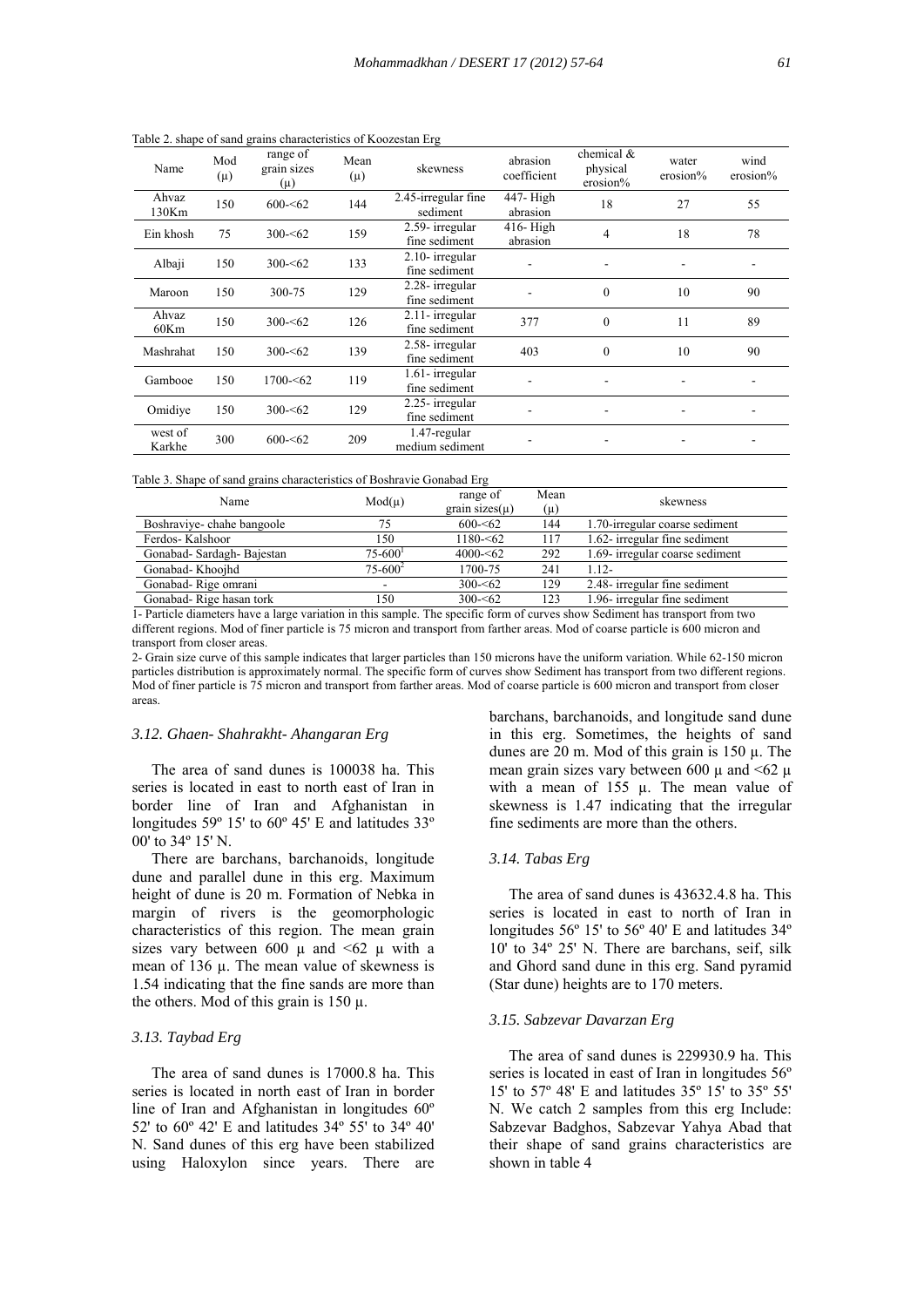Table 2. shape of sand grains characteristics of Koozestan Erg

| Name | Mod (μ) | range of grain sizes (μ) | Mean (μ) | skewness | abrasion coefficient | chemical & physical erosion% | water erosion% | wind erosion% |
|---|---|---|---|---|---|---|---|---|
| Ahvaz 130Km | 150 | 600-<62 | 144 | 2.45-irregular fine sediment | 447- High abrasion | 18 | 27 | 55 |
| Ein khosh | 75 | 300-<62 | 159 | 2.59- irregular fine sediment | 416- High abrasion | 4 | 18 | 78 |
| Albaji | 150 | 300-<62 | 133 | 2.10- irregular fine sediment | - | - | - | - |
| Maroon | 150 | 300-75 | 129 | 2.28- irregular fine sediment | - | 0 | 10 | 90 |
| Ahvaz 60Km | 150 | 300-<62 | 126 | 2.11- irregular fine sediment | 377 | 0 | 11 | 89 |
| Mashrahat | 150 | 300-<62 | 139 | 2.58- irregular fine sediment | 403 | 0 | 10 | 90 |
| Gambooe | 150 | 1700-<62 | 119 | 1.61- irregular fine sediment | - | - | - | - |
| Omidiye | 150 | 300-<62 | 129 | 2.25- irregular fine sediment | - | - | - | - |
| west of Karkhe | 300 | 600-<62 | 209 | 1.47-regular medium sediment | - | - | - | - |

Table 3. Shape of sand grains characteristics of Boshravie Gonabad Erg

| Name | Mod(μ) | range of grain sizes(μ) | Mean (μ) | skewness |
|---|---|---|---|---|
| Boshraviye- chahe bangoole | 75 | 600-<62 | 144 | 1.70-irregular coarse sediment |
| Ferdos- Kalshoor | 150 | 1180-<62 | 117 | 1.62- irregular fine sediment |
| Gonabad- Sardagh- Bajestan | 75-600[1] | 4000-<62 | 292 | 1.69- irregular coarse sediment |
| Gonabad- Khoojhd | 75-600[2] | 1700-75 | 241 | 1.12- |
| Gonabad- Rige omrani | - | 300-<62 | 129 | 2.48- irregular fine sediment |
| Gonabad- Rige hasan tork | 150 | 300-<62 | 123 | 1.96- irregular fine sediment |

1- Particle diameters have a large variation in this sample. The specific form of curves show Sediment has transport from two different regions. Mod of finer particle is 75 micron and transport from farther areas. Mod of coarse particle is 600 micron and transport from closer areas.

2- Grain size curve of this sample indicates that larger particles than 150 microns have the uniform variation. While 62-150 micron particles distribution is approximately normal. The specific form of curves show Sediment has transport from two different regions. Mod of finer particle is 75 micron and transport from farther areas. Mod of coarse particle is 600 micron and transport from closer areas.

### 3.12. Ghaen- Shahrakht- Ahangaran Erg

The area of sand dunes is 100038 ha. This series is located in east to north east of Iran in border line of Iran and Afghanistan in longitudes 59º 15' to 60º 45' E and latitudes 33º 00' to 34º 15' N.

There are barchans, barchanoids, longitude dune and parallel dune in this erg. Maximum height of dune is 20 m. Formation of Nebka in margin of rivers is the geomorphologic characteristics of this region. The mean grain sizes vary between 600 μ and <62 μ with a mean of 136 μ. The mean value of skewness is 1.54 indicating that the fine sands are more than the others. Mod of this grain is 150 μ.

### 3.13. Taybad Erg

The area of sand dunes is 17000.8 ha. This series is located in north east of Iran in border line of Iran and Afghanistan in longitudes 60º 52' to 60º 42' E and latitudes 34º 55' to 34º 40' N. Sand dunes of this erg have been stabilized using Haloxylon since years. There are barchans, barchanoids, and longitude sand dune in this erg. Sometimes, the heights of sand dunes are 20 m. Mod of this grain is 150 μ. The mean grain sizes vary between 600 μ and <62 μ with a mean of 155 μ. The mean value of skewness is 1.47 indicating that the irregular fine sediments are more than the others.

### 3.14. Tabas Erg

The area of sand dunes is 43632.4.8 ha. This series is located in east to north of Iran in longitudes 56º 15' to 56º 40' E and latitudes 34º 10' to 34º 25' N. There are barchans, seif, silk and Ghord sand dune in this erg. Sand pyramid (Star dune) heights are to 170 meters.

### 3.15. Sabzevar Davarzan Erg

The area of sand dunes is 229930.9 ha. This series is located in east of Iran in longitudes 56º 15' to 57º 48' E and latitudes 35º 15' to 35º 55' N. We catch 2 samples from this erg Include: Sabzevar Badghos, Sabzevar Yahya Abad that their shape of sand grains characteristics are shown in table 4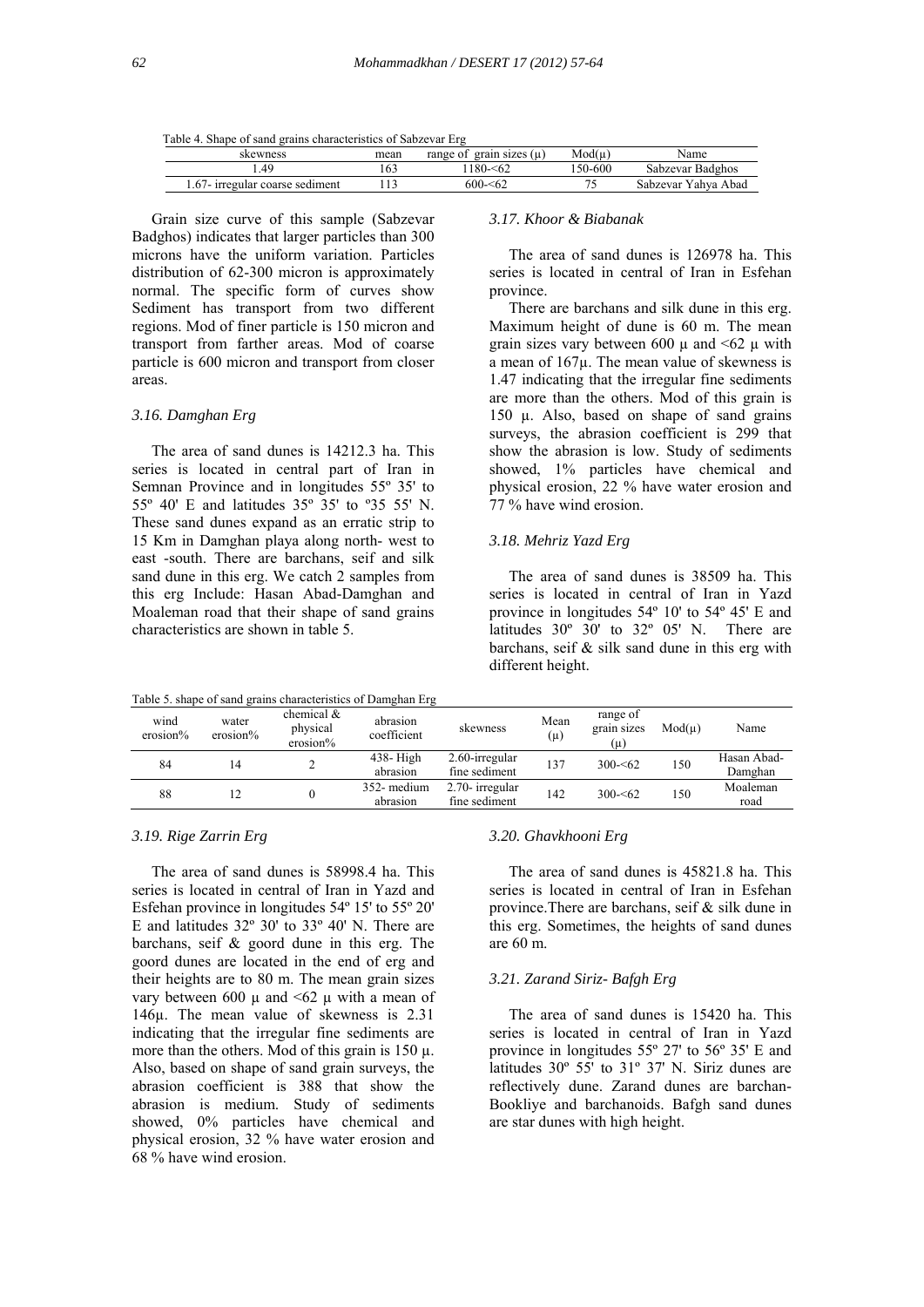Table 4. Shape of sand grains characteristics of Sabzevar Erg

| skewness | mean | range of grain sizes (μ) | Mod(μ) | Name |
|---|---|---|---|---|
| 1.49 | 163 | 1180-<62 | 150-600 | Sabzevar Badghos |
| 1.67- irregular coarse sediment | 113 | 600-<62 | 75 | Sabzevar Yahya Abad |

Grain size curve of this sample (Sabzevar Badghos) indicates that larger particles than 300 microns have the uniform variation. Particles distribution of 62-300 micron is approximately normal. The specific form of curves show Sediment has transport from two different regions. Mod of finer particle is 150 micron and transport from farther areas. Mod of coarse particle is 600 micron and transport from closer areas.

### 3.16. Damghan Erg

The area of sand dunes is 14212.3 ha. This series is located in central part of Iran in Semnan Province and in longitudes 55º 35' to 55º 40' E and latitudes 35º 35' to º35 55' N. These sand dunes expand as an erratic strip to 15 Km in Damghan playa along north- west to east -south. There are barchans, seif and silk sand dune in this erg. We catch 2 samples from this erg Include: Hasan Abad-Damghan and Moaleman road that their shape of sand grains characteristics are shown in table 5.

Table 5. shape of sand grains characteristics of Damghan Erg

| wind erosion% | water erosion% | chemical & physical erosion% | abrasion coefficient | skewness | Mean (μ) | range of grain sizes (μ) | Mod(μ) | Name |
|---|---|---|---|---|---|---|---|---|
| 84 | 14 | 2 | 438- High abrasion | 2.60-irregular fine sediment | 137 | 300-<62 | 150 | Hasan Abad-Damghan |
| 88 | 12 | 0 | 352- medium abrasion | 2.70- irregular fine sediment | 142 | 300-<62 | 150 | Moaleman road |

### 3.17. Khoor & Biabanak

The area of sand dunes is 126978 ha. This series is located in central of Iran in Esfehan province.

There are barchans and silk dune in this erg. Maximum height of dune is 60 m. The mean grain sizes vary between 600 μ and <62 μ with a mean of 167μ. The mean value of skewness is 1.47 indicating that the irregular fine sediments are more than the others. Mod of this grain is 150 μ. Also, based on shape of sand grains surveys, the abrasion coefficient is 299 that show the abrasion is low. Study of sediments showed, 1% particles have chemical and physical erosion, 22 % have water erosion and 77 % have wind erosion.

### 3.18. Mehriz Yazd Erg

The area of sand dunes is 38509 ha. This series is located in central of Iran in Yazd province in longitudes 54º 10' to 54º 45' E and latitudes 30º 30' to 32º 05' N. There are barchans, seif & silk sand dune in this erg with different height.

### 3.19. Rige Zarrin Erg

The area of sand dunes is 58998.4 ha. This series is located in central of Iran in Yazd and Esfehan province in longitudes 54º 15' to 55º 20' E and latitudes 32º 30' to 33º 40' N. There are barchans, seif & goord dune in this erg. The goord dunes are located in the end of erg and their heights are to 80 m. The mean grain sizes vary between 600 μ and <62 μ with a mean of 146μ. The mean value of skewness is 2.31 indicating that the irregular fine sediments are more than the others. Mod of this grain is 150 μ. Also, based on shape of sand grain surveys, the abrasion coefficient is 388 that show the abrasion is medium. Study of sediments showed, 0% particles have chemical and physical erosion, 32 % have water erosion and 68 % have wind erosion.

### 3.20. Ghavkhooni Erg

The area of sand dunes is 45821.8 ha. This series is located in central of Iran in Esfehan province.There are barchans, seif & silk dune in this erg. Sometimes, the heights of sand dunes are 60 m.

### 3.21. Zarand Siriz- Bafgh Erg

The area of sand dunes is 15420 ha. This series is located in central of Iran in Yazd province in longitudes 55º 27' to 56º 35' E and latitudes 30º 55' to 31º 37' N. Siriz dunes are reflectively dune. Zarand dunes are barchan-Bookliye and barchanoids. Bafgh sand dunes are star dunes with high height.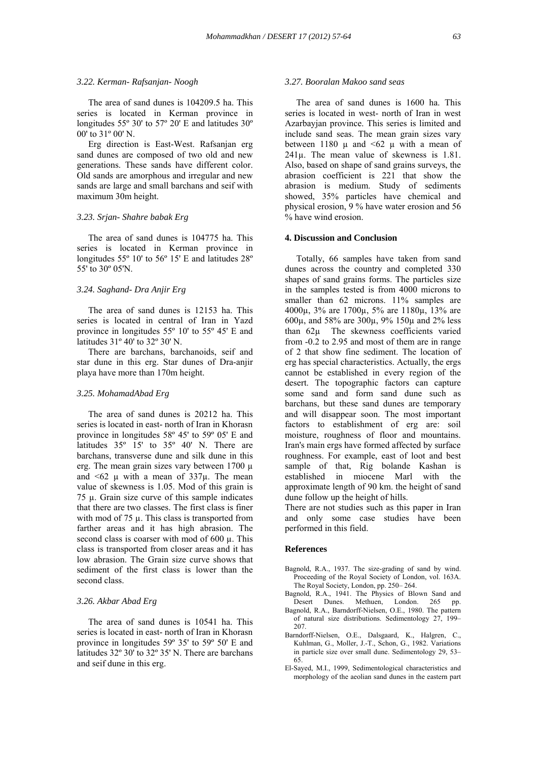### 3.22. Kerman- Rafsanjan- Noogh

The area of sand dunes is 104209.5 ha. This series is located in Kerman province in longitudes 55º 30' to 57º 20' E and latitudes 30º 00' to 31º 00' N.

Erg direction is East-West. Rafsanjan erg sand dunes are composed of two old and new generations. These sands have different color. Old sands are amorphous and irregular and new sands are large and small barchans and seif with maximum 30m height.

### 3.23. Srjan- Shahre babak Erg

The area of sand dunes is 104775 ha. This series is located in Kerman province in longitudes 55º 10' to 56º 15' E and latitudes 28º 55' to 30º 05'N.

### 3.24. Saghand- Dra Anjir Erg

The area of sand dunes is 12153 ha. This series is located in central of Iran in Yazd province in longitudes 55º 10' to 55º 45' E and latitudes 31º 40' to 32º 30' N.

There are barchans, barchanoids, seif and star dune in this erg. Star dunes of Dra-anjir playa have more than 170m height.

### 3.25. MohamadAbad Erg

The area of sand dunes is 20212 ha. This series is located in east- north of Iran in Khorasn province in longitudes 58º 45' to 59º 05' E and latitudes 35º 15' to 35º 40' N. There are barchans, transverse dune and silk dune in this erg. The mean grain sizes vary between 1700 µ and <62 µ with a mean of 337µ. The mean value of skewness is 1.05. Mod of this grain is 75 µ. Grain size curve of this sample indicates that there are two classes. The first class is finer with mod of 75 µ. This class is transported from farther areas and it has high abrasion. The second class is coarser with mod of 600 µ. This class is transported from closer areas and it has low abrasion. The Grain size curve shows that sediment of the first class is lower than the second class.

### 3.26. Akbar Abad Erg

The area of sand dunes is 10541 ha. This series is located in east- north of Iran in Khorasn province in longitudes 59º 35' to 59º 50' E and latitudes 32º 30' to 32º 35' N. There are barchans and seif dune in this erg.

### 3.27. Booralan Makoo sand seas

The area of sand dunes is 1600 ha. This series is located in west- north of Iran in west Azarbayjan province. This series is limited and include sand seas. The mean grain sizes vary between 1180 µ and <62 µ with a mean of 241µ. The mean value of skewness is 1.81. Also, based on shape of sand grains surveys, the abrasion coefficient is 221 that show the abrasion is medium. Study of sediments showed, 35% particles have chemical and physical erosion, 9 % have water erosion and 56 % have wind erosion.

## 4. Discussion and Conclusion

Totally, 66 samples have taken from sand dunes across the country and completed 330 shapes of sand grains forms. The particles size in the samples tested is from 4000 microns to smaller than 62 microns. 11% samples are 4000µ, 3% are 1700µ, 5% are 1180µ, 13% are 600µ, and 58% are 300µ, 9% 150µ and 2% less than 62µ The skewness coefficients varied from -0.2 to 2.95 and most of them are in range of 2 that show fine sediment. The location of erg has special characteristics. Actually, the ergs cannot be established in every region of the desert. The topographic factors can capture some sand and form sand dune such as barchans, but these sand dunes are temporary and will disappear soon. The most important factors to establishment of erg are: soil moisture, roughness of floor and mountains. Iran's main ergs have formed affected by surface roughness. For example, east of loot and best sample of that, Rig bolande Kashan is established in miocene Marl with the approximate length of 90 km. the height of sand dune follow up the height of hills.

There are not studies such as this paper in Iran and only some case studies have been performed in this field.

## References

Bagnold, R.A., 1937. The size-grading of sand by wind. Proceeding of the Royal Society of London, vol. 163A. The Royal Society, London, pp. 250– 264.

Bagnold, R.A., 1941. The Physics of Blown Sand and Desert Dunes. Methuen, London. 265 pp.

Bagnold, R.A., Barndorff-Nielsen, O.E., 1980. The pattern of natural size distributions. Sedimentology 27, 199–207.

Barndorff-Nielsen, O.E., Dalsgaard, K., Halgren, C., Kuhlman, G., Moller, J.-T., Schon, G., 1982. Variations in particle size over small dune. Sedimentology 29, 53–65.

El-Sayed, M.I., 1999, Sedimentological characteristics and morphology of the aeolian sand dunes in the eastern part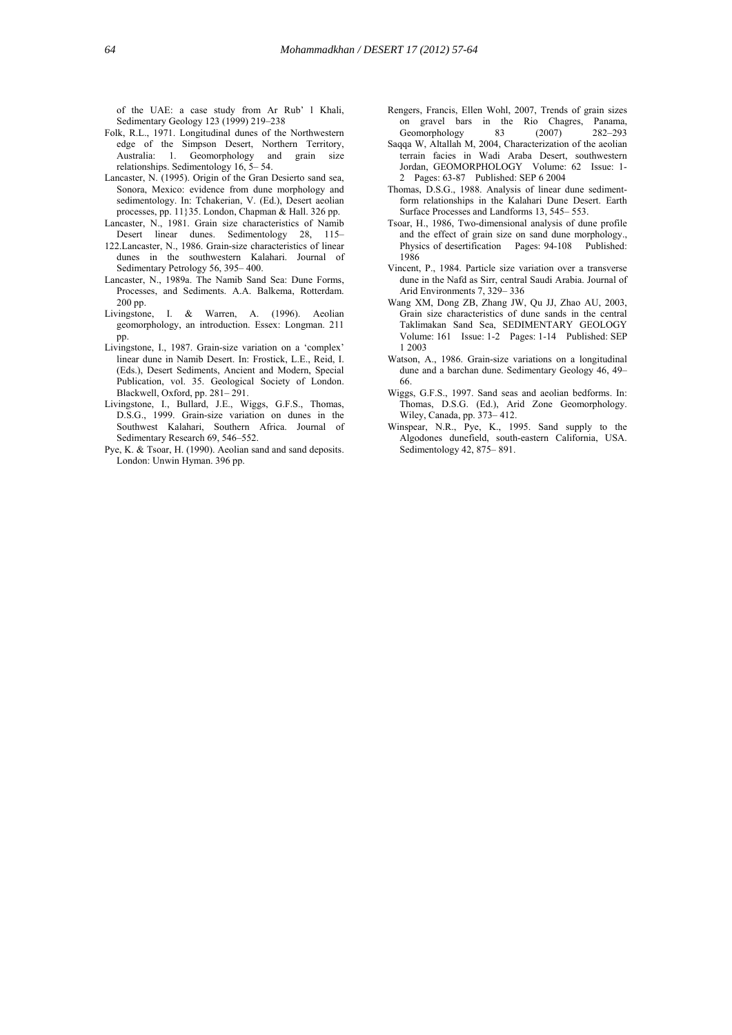of the UAE: a case study from Ar Rub' l Khali, Sedimentary Geology 123 (1999) 219–238

Folk, R.L., 1971. Longitudinal dunes of the Northwestern edge of the Simpson Desert, Northern Territory, Australia: 1. Geomorphology and grain size relationships. Sedimentology 16, 5– 54.

Lancaster, N. (1995). Origin of the Gran Desierto sand sea, Sonora, Mexico: evidence from dune morphology and sedimentology. In: Tchakerian, V. (Ed.), Desert aeolian processes, pp. 11}35. London, Chapman & Hall. 326 pp.

Lancaster, N., 1981. Grain size characteristics of Namib Desert linear dunes. Sedimentology 28, 115– 122.Lancaster, N., 1986. Grain-size characteristics of linear dunes in the southwestern Kalahari. Journal of Sedimentary Petrology 56, 395– 400.

Lancaster, N., 1989a. The Namib Sand Sea: Dune Forms, Processes, and Sediments. A.A. Balkema, Rotterdam. 200 pp.

Livingstone, I. & Warren, A. (1996). Aeolian geomorphology, an introduction. Essex: Longman. 211 pp.

Livingstone, I., 1987. Grain-size variation on a 'complex' linear dune in Namib Desert. In: Frostick, L.E., Reid, I. (Eds.), Desert Sediments, Ancient and Modern, Special Publication, vol. 35. Geological Society of London. Blackwell, Oxford, pp. 281– 291.

Livingstone, I., Bullard, J.E., Wiggs, G.F.S., Thomas, D.S.G., 1999. Grain-size variation on dunes in the Southwest Kalahari, Southern Africa. Journal of Sedimentary Research 69, 546–552.

Pye, K. & Tsoar, H. (1990). Aeolian sand and sand deposits. London: Unwin Hyman. 396 pp.

Rengers, Francis, Ellen Wohl, 2007, Trends of grain sizes on gravel bars in the Rio Chagres, Panama, Geomorphology 83 (2007) 282–293

Saqqa W, Altallah M, 2004, Characterization of the aeolian terrain facies in Wadi Araba Desert, southwestern Jordan, GEOMORPHOLOGY Volume: 62 Issue: 1-2 Pages: 63-87 Published: SEP 6 2004

Thomas, D.S.G., 1988. Analysis of linear dune sediment-form relationships in the Kalahari Dune Desert. Earth Surface Processes and Landforms 13, 545– 553.

Tsoar, H., 1986, Two-dimensional analysis of dune profile and the effect of grain size on sand dune morphology., Physics of desertification Pages: 94-108 Published: 1986

Vincent, P., 1984. Particle size variation over a transverse dune in the Nafd as Sirr, central Saudi Arabia. Journal of Arid Environments 7, 329– 336

Wang XM, Dong ZB, Zhang JW, Qu JJ, Zhao AU, 2003, Grain size characteristics of dune sands in the central Taklimakan Sand Sea, SEDIMENTARY GEOLOGY Volume: 161 Issue: 1-2 Pages: 1-14 Published: SEP 1 2003

Watson, A., 1986. Grain-size variations on a longitudinal dune and a barchan dune. Sedimentary Geology 46, 49– 66.

Wiggs, G.F.S., 1997. Sand seas and aeolian bedforms. In: Thomas, D.S.G. (Ed.), Arid Zone Geomorphology. Wiley, Canada, pp. 373– 412.

Winspear, N.R., Pye, K., 1995. Sand supply to the Algodones dunefield, south-eastern California, USA. Sedimentology 42, 875– 891.